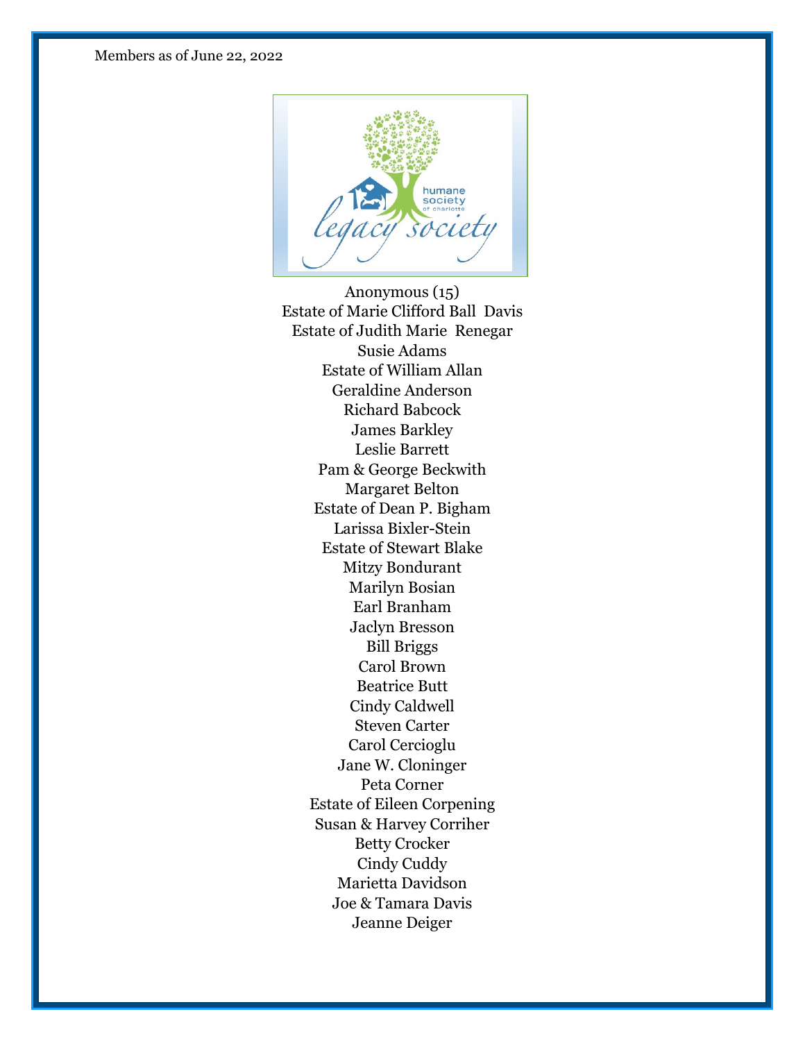Members as of June 22, 2022

Anonymous (15)
Estate of Marie Clifford Ball Davis
Estate of Judith Marie Renegar
Susie Adams
Estate of William Allan
Geraldine Anderson
Richard Babcock
James Barkley
Leslie Barrett
Pam & George Beckwith
Margaret Belton
Estate of Dean P. Bigham
Larissa Bixler-Stein
Estate of Stewart Blake
Mitzy Bondurant
Marilyn Bosian
Earl Branham
Jaclyn Bresson
Bill Briggs
Carol Brown
Beatrice Butt
Cindy Caldwell
Steven Carter
Carol Cercioglu
Jane W. Cloninger
Peta Corner
Estate of Eileen Corpening
Susan & Harvey Corriher
Betty Crocker
Cindy Cuddy
Marietta Davidson
Joe & Tamara Davis
Jeanne Deiger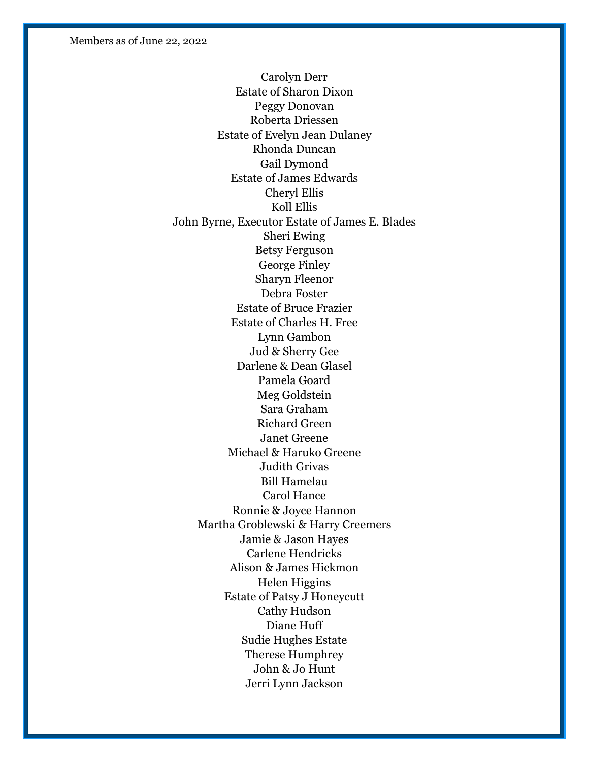Members as of June 22, 2022

Carolyn Derr
Estate of Sharon Dixon
Peggy Donovan
Roberta Driessen
Estate of Evelyn Jean Dulaney
Rhonda Duncan
Gail Dymond
Estate of James Edwards
Cheryl Ellis
Koll Ellis
John Byrne, Executor Estate of James E. Blades
Sheri Ewing
Betsy Ferguson
George Finley
Sharyn Fleenor
Debra Foster
Estate of Bruce Frazier
Estate of Charles H. Free
Lynn Gambon
Jud & Sherry Gee
Darlene & Dean Glasel
Pamela Goard
Meg Goldstein
Sara Graham
Richard Green
Janet Greene
Michael & Haruko Greene
Judith Grivas
Bill Hamelau
Carol Hance
Ronnie & Joyce Hannon
Martha Groblewski & Harry Creemers
Jamie & Jason Hayes
Carlene Hendricks
Alison & James Hickmon
Helen Higgins
Estate of Patsy J Honeycutt
Cathy Hudson
Diane Huff
Sudie Hughes Estate
Therese Humphrey
John & Jo Hunt
Jerri Lynn Jackson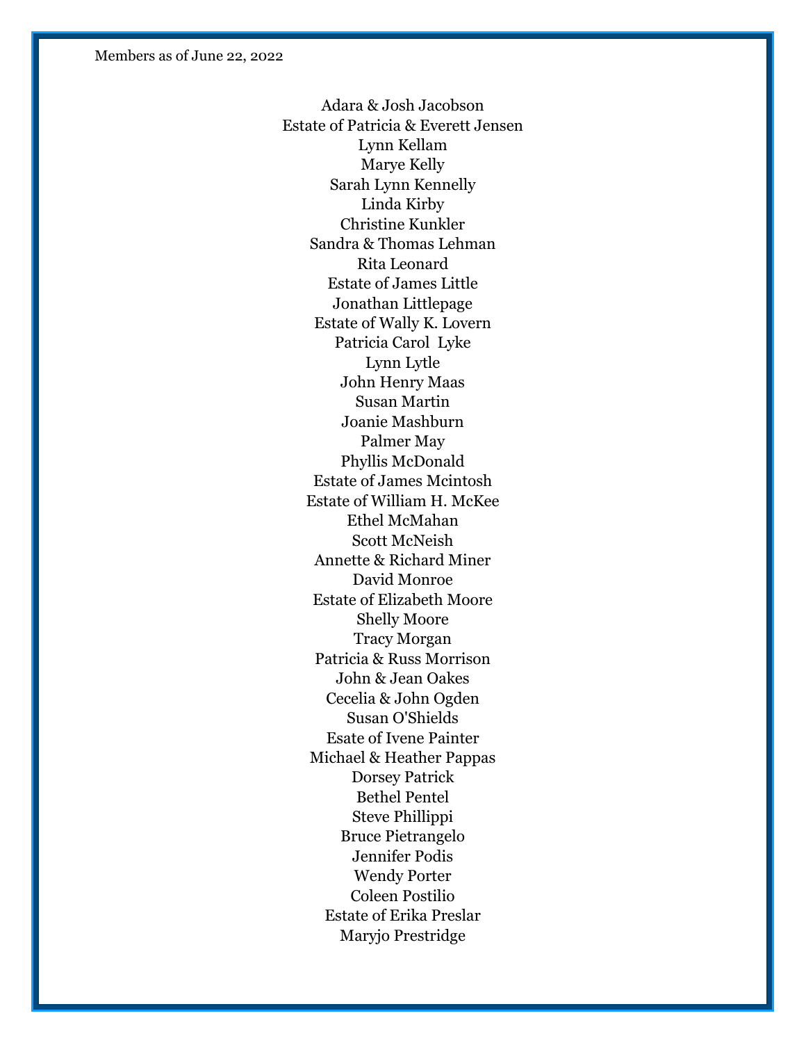Members as of June 22, 2022

Adara & Josh Jacobson
Estate of Patricia & Everett Jensen
Lynn Kellam
Marye Kelly
Sarah Lynn Kennelly
Linda Kirby
Christine Kunkler
Sandra & Thomas Lehman
Rita Leonard
Estate of James Little
Jonathan Littlepage
Estate of Wally K. Lovern
Patricia Carol Lyke
Lynn Lytle
John Henry Maas
Susan Martin
Joanie Mashburn
Palmer May
Phyllis McDonald
Estate of James Mcintosh
Estate of William H. McKee
Ethel McMahan
Scott McNeish
Annette & Richard Miner
David Monroe
Estate of Elizabeth Moore
Shelly Moore
Tracy Morgan
Patricia & Russ Morrison
John & Jean Oakes
Cecelia & John Ogden
Susan O'Shields
Esate of Ivene Painter
Michael & Heather Pappas
Dorsey Patrick
Bethel Pentel
Steve Phillippi
Bruce Pietrangelo
Jennifer Podis
Wendy Porter
Coleen Postilio
Estate of Erika Preslar
Maryjo Prestridge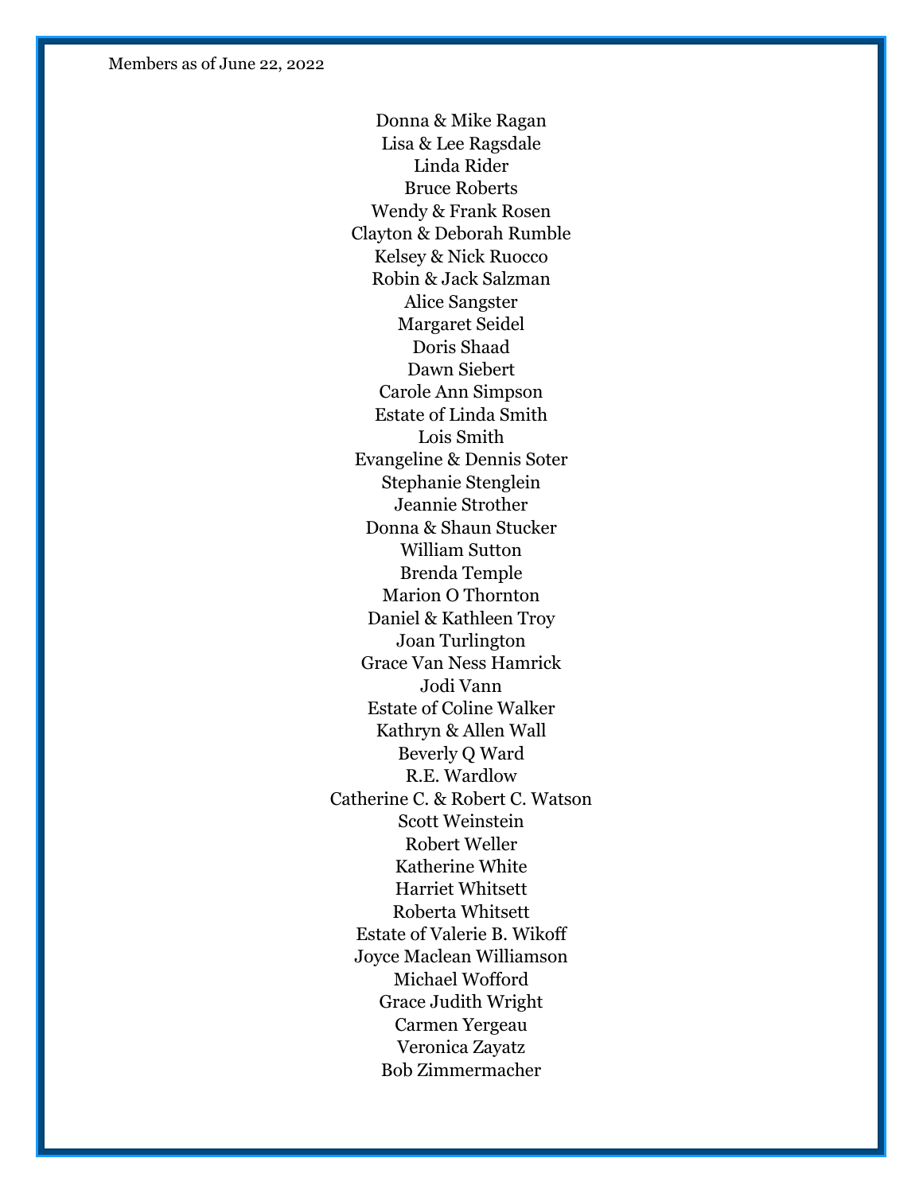Members as of June 22, 2022

Donna & Mike Ragan
Lisa & Lee Ragsdale
Linda Rider
Bruce Roberts
Wendy & Frank Rosen
Clayton & Deborah Rumble
Kelsey & Nick Ruocco
Robin & Jack Salzman
Alice Sangster
Margaret Seidel
Doris Shaad
Dawn Siebert
Carole Ann Simpson
Estate of Linda Smith
Lois Smith
Evangeline & Dennis Soter
Stephanie Stenglein
Jeannie Strother
Donna & Shaun Stucker
William Sutton
Brenda Temple
Marion O Thornton
Daniel & Kathleen Troy
Joan Turlington
Grace Van Ness Hamrick
Jodi Vann
Estate of Coline Walker
Kathryn & Allen Wall
Beverly Q Ward
R.E. Wardlow
Catherine C. & Robert C. Watson
Scott Weinstein
Robert Weller
Katherine White
Harriet Whitsett
Roberta Whitsett
Estate of Valerie B. Wikoff
Joyce Maclean Williamson
Michael Wofford
Grace Judith Wright
Carmen Yergeau
Veronica Zayatz
Bob Zimmermacher